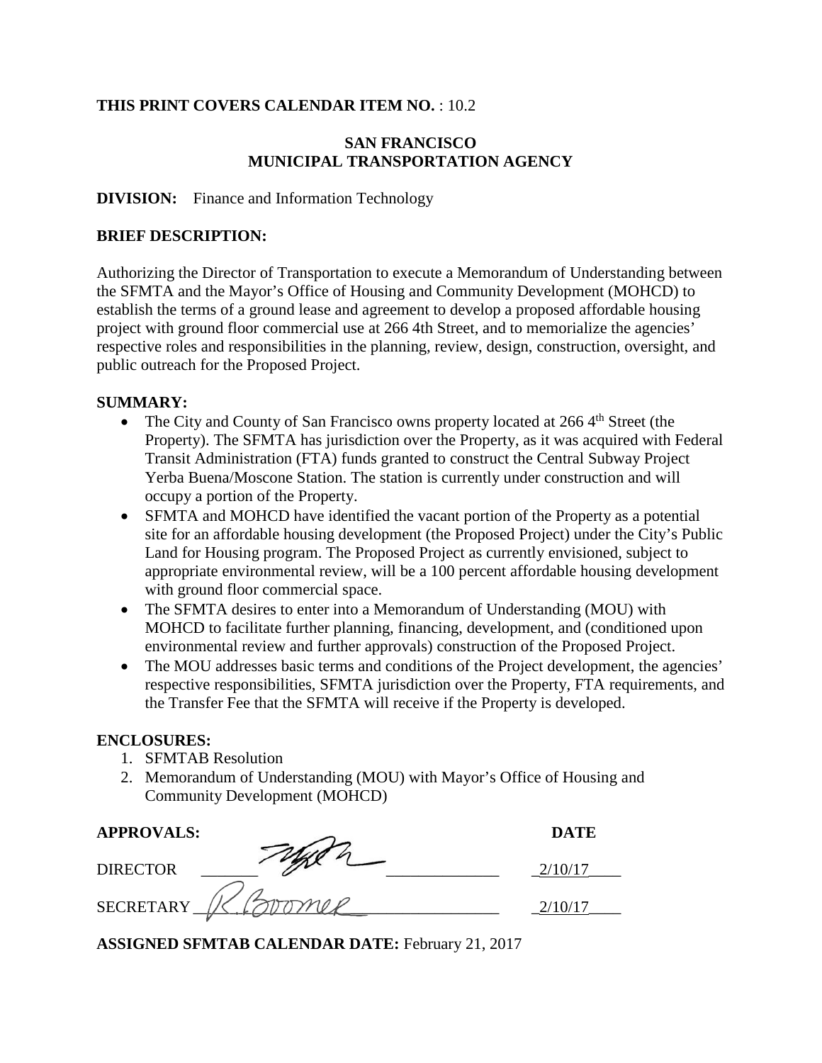**THIS PRINT COVERS CALENDAR ITEM NO.** : 10.2

**SAN FRANCISCO**
**MUNICIPAL TRANSPORTATION AGENCY**

**DIVISION:** Finance and Information Technology

**BRIEF DESCRIPTION:**

Authorizing the Director of Transportation to execute a Memorandum of Understanding between the SFMTA and the Mayor's Office of Housing and Community Development (MOHCD) to establish the terms of a ground lease and agreement to develop a proposed affordable housing project with ground floor commercial use at 266 4th Street, and to memorialize the agencies' respective roles and responsibilities in the planning, review, design, construction, oversight, and public outreach for the Proposed Project.

**SUMMARY:**

- The City and County of San Francisco owns property located at 266 4th Street (the Property). The SFMTA has jurisdiction over the Property, as it was acquired with Federal Transit Administration (FTA) funds granted to construct the Central Subway Project Yerba Buena/Moscone Station. The station is currently under construction and will occupy a portion of the Property.
- SFMTA and MOHCD have identified the vacant portion of the Property as a potential site for an affordable housing development (the Proposed Project) under the City's Public Land for Housing program. The Proposed Project as currently envisioned, subject to appropriate environmental review, will be a 100 percent affordable housing development with ground floor commercial space.
- The SFMTA desires to enter into a Memorandum of Understanding (MOU) with MOHCD to facilitate further planning, financing, development, and (conditioned upon environmental review and further approvals) construction of the Proposed Project.
- The MOU addresses basic terms and conditions of the Project development, the agencies' respective responsibilities, SFMTA jurisdiction over the Property, FTA requirements, and the Transfer Fee that the SFMTA will receive if the Property is developed.

**ENCLOSURES:**

1. SFMTAB Resolution
2. Memorandum of Understanding (MOU) with Mayor's Office of Housing and Community Development (MOHCD)

| **APPROVALS:** | | **DATE** |
|---|---|---|
| DIRECTOR | [signature] | 2/10/17 |
| SECRETARY | R. Boomer | 2/10/17 |

**ASSIGNED SFMTAB CALENDAR DATE:** February 21, 2017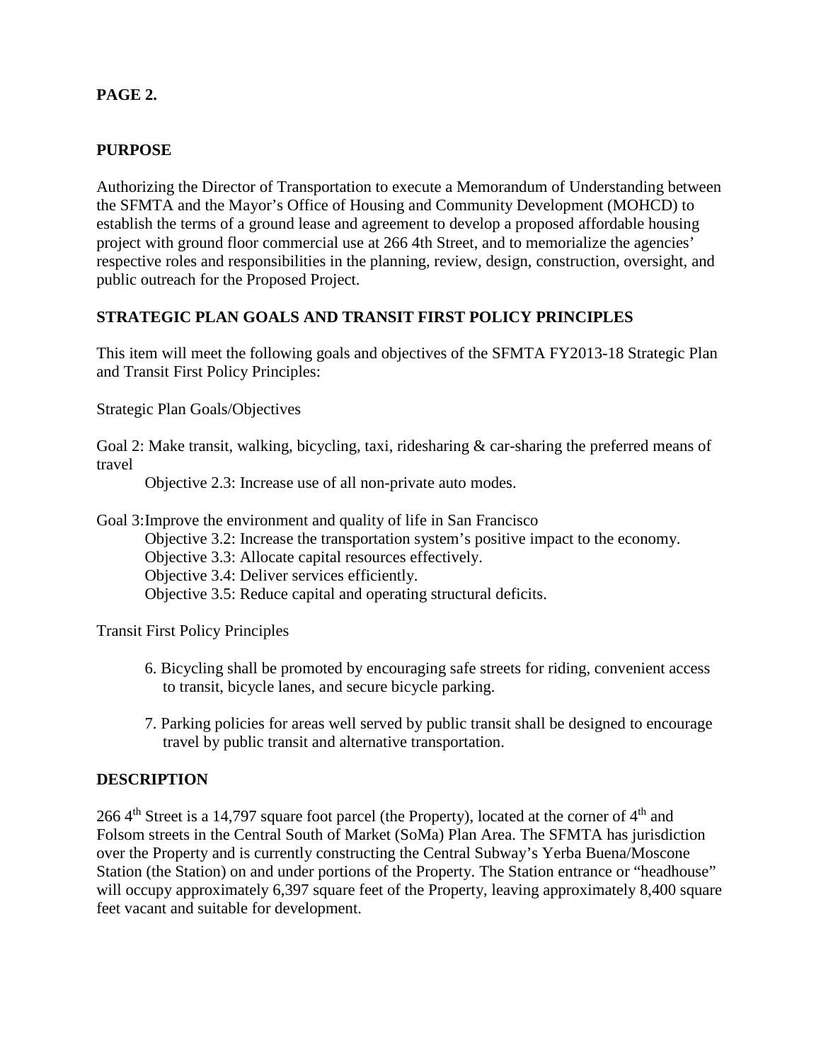**PAGE 2.**

## PURPOSE

Authorizing the Director of Transportation to execute a Memorandum of Understanding between the SFMTA and the Mayor's Office of Housing and Community Development (MOHCD) to establish the terms of a ground lease and agreement to develop a proposed affordable housing project with ground floor commercial use at 266 4th Street, and to memorialize the agencies' respective roles and responsibilities in the planning, review, design, construction, oversight, and public outreach for the Proposed Project.

## STRATEGIC PLAN GOALS AND TRANSIT FIRST POLICY PRINCIPLES

This item will meet the following goals and objectives of the SFMTA FY2013-18 Strategic Plan and Transit First Policy Principles:

Strategic Plan Goals/Objectives

Goal 2: Make transit, walking, bicycling, taxi, ridesharing & car-sharing the preferred means of travel

- Objective 2.3: Increase use of all non-private auto modes.

Goal 3: Improve the environment and quality of life in San Francisco

- Objective 3.2: Increase the transportation system's positive impact to the economy.
- Objective 3.3: Allocate capital resources effectively.
- Objective 3.4: Deliver services efficiently.
- Objective 3.5: Reduce capital and operating structural deficits.

Transit First Policy Principles

6. Bicycling shall be promoted by encouraging safe streets for riding, convenient access to transit, bicycle lanes, and secure bicycle parking.

7. Parking policies for areas well served by public transit shall be designed to encourage travel by public transit and alternative transportation.

## DESCRIPTION

266 4th Street is a 14,797 square foot parcel (the Property), located at the corner of 4th and Folsom streets in the Central South of Market (SoMa) Plan Area. The SFMTA has jurisdiction over the Property and is currently constructing the Central Subway's Yerba Buena/Moscone Station (the Station) on and under portions of the Property. The Station entrance or "headhouse" will occupy approximately 6,397 square feet of the Property, leaving approximately 8,400 square feet vacant and suitable for development.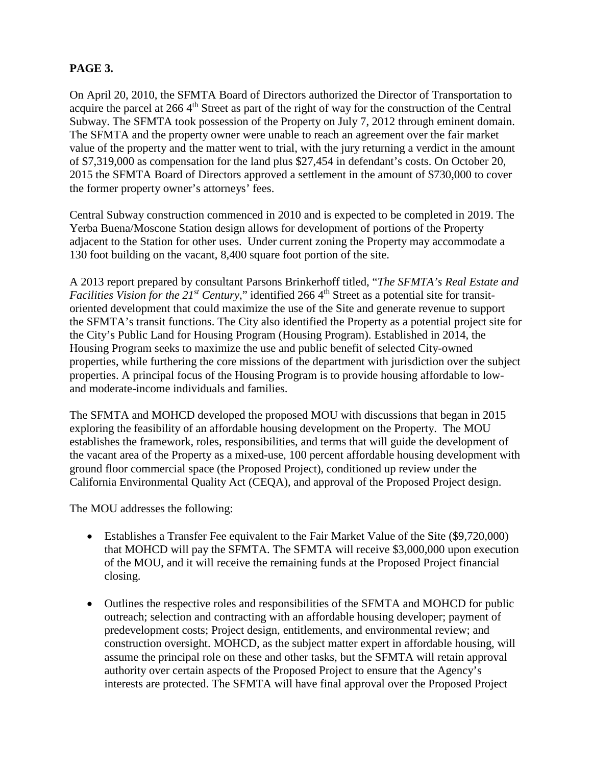**PAGE 3.**

On April 20, 2010, the SFMTA Board of Directors authorized the Director of Transportation to acquire the parcel at 266 4th Street as part of the right of way for the construction of the Central Subway. The SFMTA took possession of the Property on July 7, 2012 through eminent domain. The SFMTA and the property owner were unable to reach an agreement over the fair market value of the property and the matter went to trial, with the jury returning a verdict in the amount of $7,319,000 as compensation for the land plus $27,454 in defendant's costs. On October 20, 2015 the SFMTA Board of Directors approved a settlement in the amount of $730,000 to cover the former property owner's attorneys' fees.

Central Subway construction commenced in 2010 and is expected to be completed in 2019. The Yerba Buena/Moscone Station design allows for development of portions of the Property adjacent to the Station for other uses. Under current zoning the Property may accommodate a 130 foot building on the vacant, 8,400 square foot portion of the site.

A 2013 report prepared by consultant Parsons Brinkerhoff titled, "*The SFMTA's Real Estate and Facilities Vision for the 21st Century*," identified 266 4th Street as a potential site for transit-oriented development that could maximize the use of the Site and generate revenue to support the SFMTA's transit functions. The City also identified the Property as a potential project site for the City's Public Land for Housing Program (Housing Program). Established in 2014, the Housing Program seeks to maximize the use and public benefit of selected City-owned properties, while furthering the core missions of the department with jurisdiction over the subject properties. A principal focus of the Housing Program is to provide housing affordable to low- and moderate-income individuals and families.

The SFMTA and MOHCD developed the proposed MOU with discussions that began in 2015 exploring the feasibility of an affordable housing development on the Property. The MOU establishes the framework, roles, responsibilities, and terms that will guide the development of the vacant area of the Property as a mixed-use, 100 percent affordable housing development with ground floor commercial space (the Proposed Project), conditioned up review under the California Environmental Quality Act (CEQA), and approval of the Proposed Project design.

The MOU addresses the following:

- Establishes a Transfer Fee equivalent to the Fair Market Value of the Site ($9,720,000) that MOHCD will pay the SFMTA. The SFMTA will receive $3,000,000 upon execution of the MOU, and it will receive the remaining funds at the Proposed Project financial closing.

- Outlines the respective roles and responsibilities of the SFMTA and MOHCD for public outreach; selection and contracting with an affordable housing developer; payment of predevelopment costs; Project design, entitlements, and environmental review; and construction oversight. MOHCD, as the subject matter expert in affordable housing, will assume the principal role on these and other tasks, but the SFMTA will retain approval authority over certain aspects of the Proposed Project to ensure that the Agency's interests are protected. The SFMTA will have final approval over the Proposed Project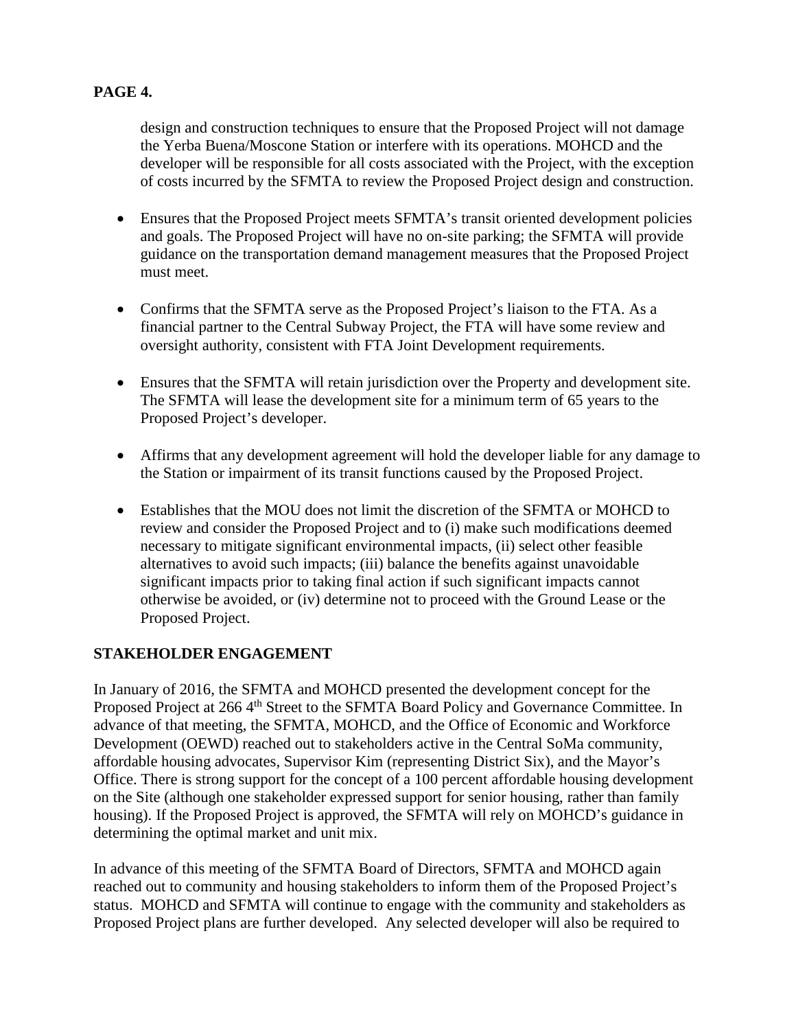design and construction techniques to ensure that the Proposed Project will not damage the Yerba Buena/Moscone Station or interfere with its operations. MOHCD and the developer will be responsible for all costs associated with the Project, with the exception of costs incurred by the SFMTA to review the Proposed Project design and construction.

- Ensures that the Proposed Project meets SFMTA's transit oriented development policies and goals. The Proposed Project will have no on-site parking; the SFMTA will provide guidance on the transportation demand management measures that the Proposed Project must meet.

- Confirms that the SFMTA serve as the Proposed Project's liaison to the FTA. As a financial partner to the Central Subway Project, the FTA will have some review and oversight authority, consistent with FTA Joint Development requirements.

- Ensures that the SFMTA will retain jurisdiction over the Property and development site. The SFMTA will lease the development site for a minimum term of 65 years to the Proposed Project's developer.

- Affirms that any development agreement will hold the developer liable for any damage to the Station or impairment of its transit functions caused by the Proposed Project.

- Establishes that the MOU does not limit the discretion of the SFMTA or MOHCD to review and consider the Proposed Project and to (i) make such modifications deemed necessary to mitigate significant environmental impacts, (ii) select other feasible alternatives to avoid such impacts; (iii) balance the benefits against unavoidable significant impacts prior to taking final action if such significant impacts cannot otherwise be avoided, or (iv) determine not to proceed with the Ground Lease or the Proposed Project.

## STAKEHOLDER ENGAGEMENT

In January of 2016, the SFMTA and MOHCD presented the development concept for the Proposed Project at 266 4th Street to the SFMTA Board Policy and Governance Committee. In advance of that meeting, the SFMTA, MOHCD, and the Office of Economic and Workforce Development (OEWD) reached out to stakeholders active in the Central SoMa community, affordable housing advocates, Supervisor Kim (representing District Six), and the Mayor's Office. There is strong support for the concept of a 100 percent affordable housing development on the Site (although one stakeholder expressed support for senior housing, rather than family housing). If the Proposed Project is approved, the SFMTA will rely on MOHCD's guidance in determining the optimal market and unit mix.

In advance of this meeting of the SFMTA Board of Directors, SFMTA and MOHCD again reached out to community and housing stakeholders to inform them of the Proposed Project's status. MOHCD and SFMTA will continue to engage with the community and stakeholders as Proposed Project plans are further developed. Any selected developer will also be required to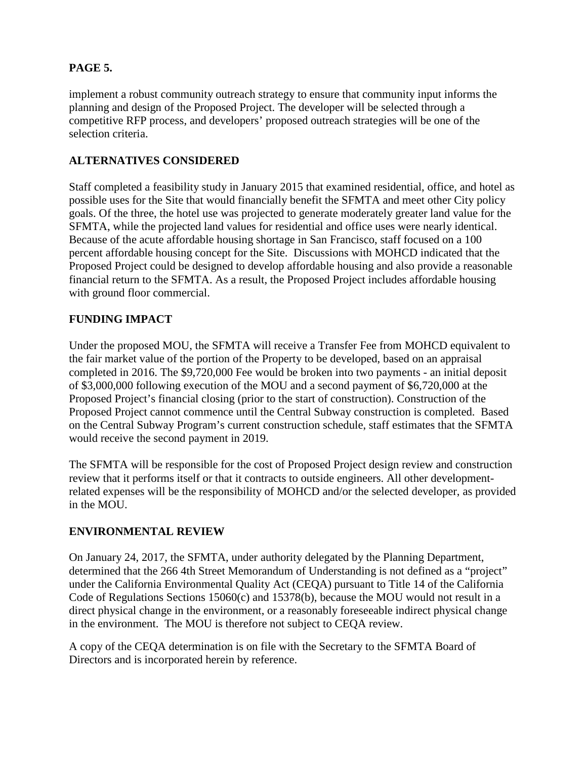**PAGE 5.**

implement a robust community outreach strategy to ensure that community input informs the planning and design of the Proposed Project. The developer will be selected through a competitive RFP process, and developers' proposed outreach strategies will be one of the selection criteria.

## ALTERNATIVES CONSIDERED

Staff completed a feasibility study in January 2015 that examined residential, office, and hotel as possible uses for the Site that would financially benefit the SFMTA and meet other City policy goals. Of the three, the hotel use was projected to generate moderately greater land value for the SFMTA, while the projected land values for residential and office uses were nearly identical. Because of the acute affordable housing shortage in San Francisco, staff focused on a 100 percent affordable housing concept for the Site. Discussions with MOHCD indicated that the Proposed Project could be designed to develop affordable housing and also provide a reasonable financial return to the SFMTA. As a result, the Proposed Project includes affordable housing with ground floor commercial.

## FUNDING IMPACT

Under the proposed MOU, the SFMTA will receive a Transfer Fee from MOHCD equivalent to the fair market value of the portion of the Property to be developed, based on an appraisal completed in 2016. The $9,720,000 Fee would be broken into two payments - an initial deposit of $3,000,000 following execution of the MOU and a second payment of $6,720,000 at the Proposed Project's financial closing (prior to the start of construction). Construction of the Proposed Project cannot commence until the Central Subway construction is completed. Based on the Central Subway Program's current construction schedule, staff estimates that the SFMTA would receive the second payment in 2019.

The SFMTA will be responsible for the cost of Proposed Project design review and construction review that it performs itself or that it contracts to outside engineers. All other development-related expenses will be the responsibility of MOHCD and/or the selected developer, as provided in the MOU.

## ENVIRONMENTAL REVIEW

On January 24, 2017, the SFMTA, under authority delegated by the Planning Department, determined that the 266 4th Street Memorandum of Understanding is not defined as a "project" under the California Environmental Quality Act (CEQA) pursuant to Title 14 of the California Code of Regulations Sections 15060(c) and 15378(b), because the MOU would not result in a direct physical change in the environment, or a reasonably foreseeable indirect physical change in the environment. The MOU is therefore not subject to CEQA review.

A copy of the CEQA determination is on file with the Secretary to the SFMTA Board of Directors and is incorporated herein by reference.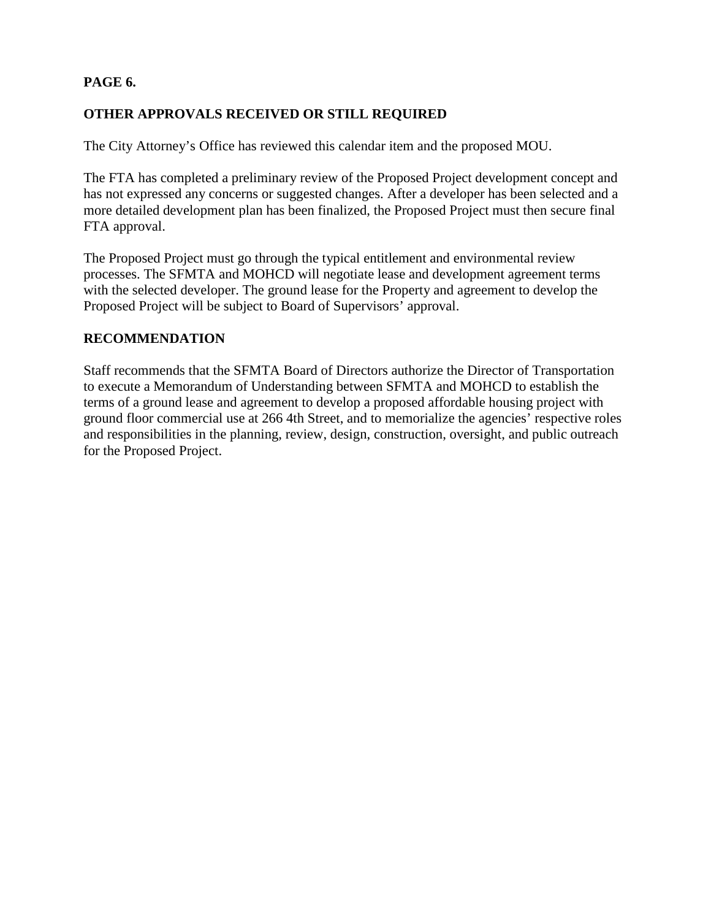**PAGE 6.**

## OTHER APPROVALS RECEIVED OR STILL REQUIRED

The City Attorney’s Office has reviewed this calendar item and the proposed MOU.

The FTA has completed a preliminary review of the Proposed Project development concept and has not expressed any concerns or suggested changes. After a developer has been selected and a more detailed development plan has been finalized, the Proposed Project must then secure final FTA approval.

The Proposed Project must go through the typical entitlement and environmental review processes. The SFMTA and MOHCD will negotiate lease and development agreement terms with the selected developer. The ground lease for the Property and agreement to develop the Proposed Project will be subject to Board of Supervisors’ approval.

## RECOMMENDATION

Staff recommends that the SFMTA Board of Directors authorize the Director of Transportation to execute a Memorandum of Understanding between SFMTA and MOHCD to establish the terms of a ground lease and agreement to develop a proposed affordable housing project with ground floor commercial use at 266 4th Street, and to memorialize the agencies’ respective roles and responsibilities in the planning, review, design, construction, oversight, and public outreach for the Proposed Project.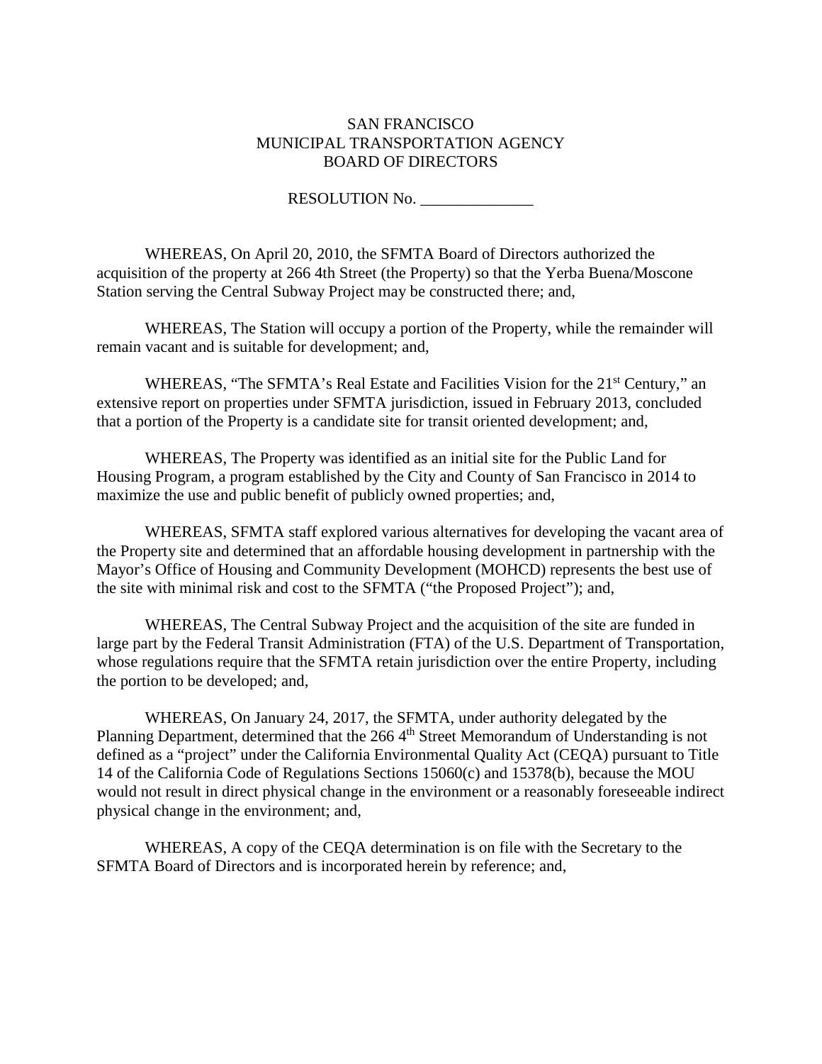SAN FRANCISCO
MUNICIPAL TRANSPORTATION AGENCY
BOARD OF DIRECTORS

RESOLUTION No. ______________

WHEREAS, On April 20, 2010, the SFMTA Board of Directors authorized the acquisition of the property at 266 4th Street (the Property) so that the Yerba Buena/Moscone Station serving the Central Subway Project may be constructed there; and,

WHEREAS, The Station will occupy a portion of the Property, while the remainder will remain vacant and is suitable for development; and,

WHEREAS, "The SFMTA's Real Estate and Facilities Vision for the 21st Century," an extensive report on properties under SFMTA jurisdiction, issued in February 2013, concluded that a portion of the Property is a candidate site for transit oriented development; and,

WHEREAS, The Property was identified as an initial site for the Public Land for Housing Program, a program established by the City and County of San Francisco in 2014 to maximize the use and public benefit of publicly owned properties; and,

WHEREAS, SFMTA staff explored various alternatives for developing the vacant area of the Property site and determined that an affordable housing development in partnership with the Mayor's Office of Housing and Community Development (MOHCD) represents the best use of the site with minimal risk and cost to the SFMTA ("the Proposed Project"); and,

WHEREAS, The Central Subway Project and the acquisition of the site are funded in large part by the Federal Transit Administration (FTA) of the U.S. Department of Transportation, whose regulations require that the SFMTA retain jurisdiction over the entire Property, including the portion to be developed; and,

WHEREAS, On January 24, 2017, the SFMTA, under authority delegated by the Planning Department, determined that the 266 4th Street Memorandum of Understanding is not defined as a "project" under the California Environmental Quality Act (CEQA) pursuant to Title 14 of the California Code of Regulations Sections 15060(c) and 15378(b), because the MOU would not result in direct physical change in the environment or a reasonably foreseeable indirect physical change in the environment; and,

WHEREAS, A copy of the CEQA determination is on file with the Secretary to the SFMTA Board of Directors and is incorporated herein by reference; and,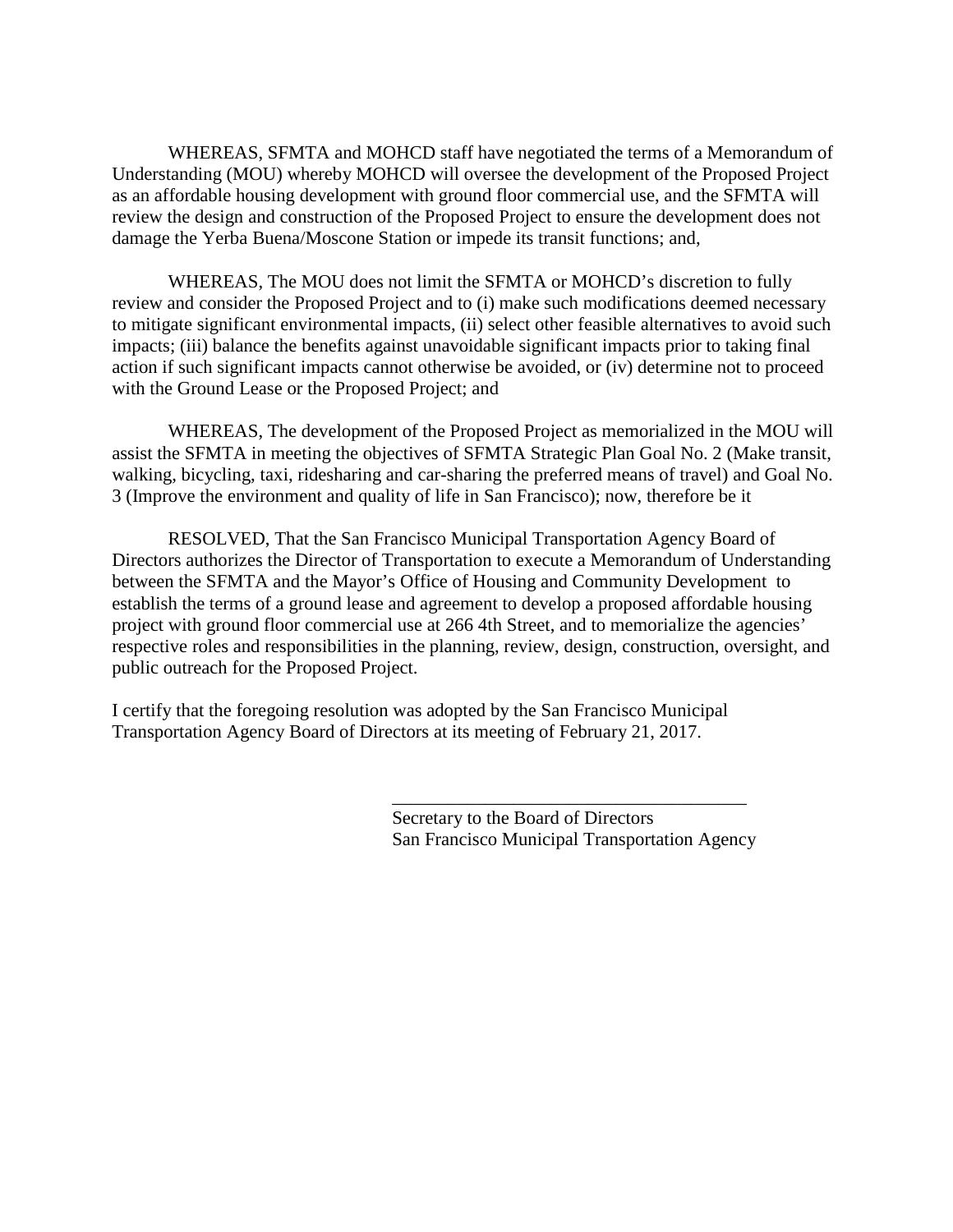WHEREAS, SFMTA and MOHCD staff have negotiated the terms of a Memorandum of Understanding (MOU) whereby MOHCD will oversee the development of the Proposed Project as an affordable housing development with ground floor commercial use, and the SFMTA will review the design and construction of the Proposed Project to ensure the development does not damage the Yerba Buena/Moscone Station or impede its transit functions; and,

WHEREAS, The MOU does not limit the SFMTA or MOHCD's discretion to fully review and consider the Proposed Project and to (i) make such modifications deemed necessary to mitigate significant environmental impacts, (ii) select other feasible alternatives to avoid such impacts; (iii) balance the benefits against unavoidable significant impacts prior to taking final action if such significant impacts cannot otherwise be avoided, or (iv) determine not to proceed with the Ground Lease or the Proposed Project; and

WHEREAS, The development of the Proposed Project as memorialized in the MOU will assist the SFMTA in meeting the objectives of SFMTA Strategic Plan Goal No. 2 (Make transit, walking, bicycling, taxi, ridesharing and car-sharing the preferred means of travel) and Goal No. 3 (Improve the environment and quality of life in San Francisco); now, therefore be it

RESOLVED, That the San Francisco Municipal Transportation Agency Board of Directors authorizes the Director of Transportation to execute a Memorandum of Understanding between the SFMTA and the Mayor's Office of Housing and Community Development to establish the terms of a ground lease and agreement to develop a proposed affordable housing project with ground floor commercial use at 266 4th Street, and to memorialize the agencies' respective roles and responsibilities in the planning, review, design, construction, oversight, and public outreach for the Proposed Project.

I certify that the foregoing resolution was adopted by the San Francisco Municipal Transportation Agency Board of Directors at its meeting of February 21, 2017.

______________________________________

Secretary to the Board of Directors
San Francisco Municipal Transportation Agency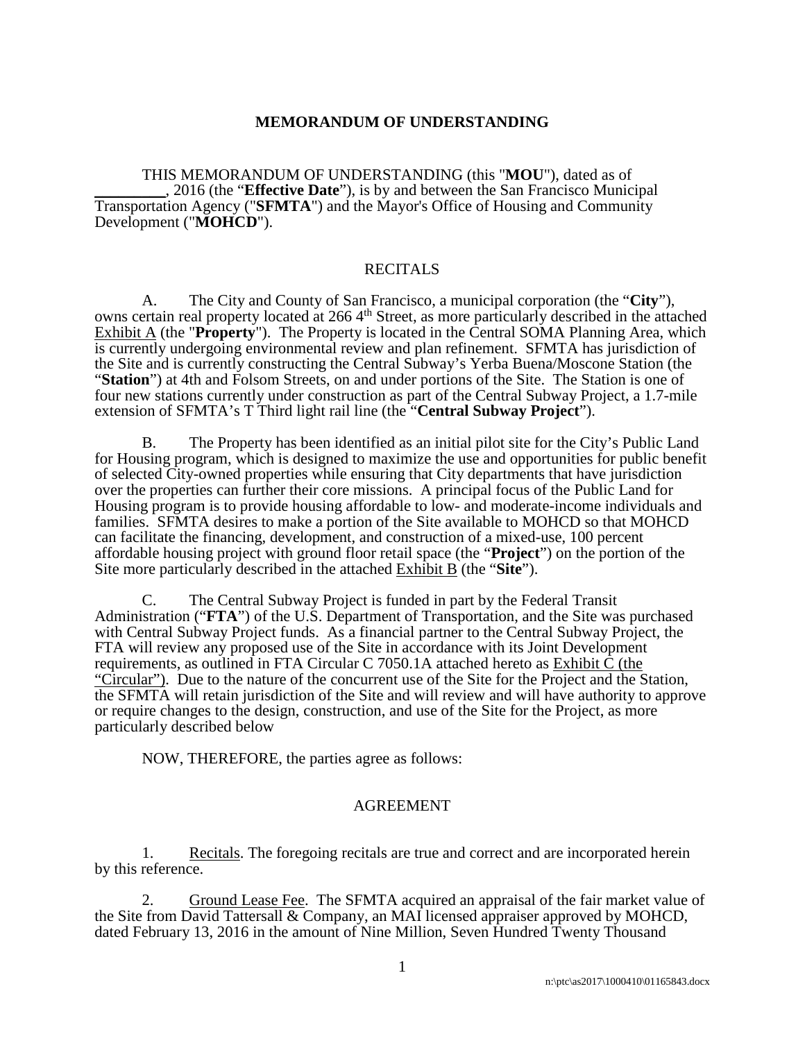**MEMORANDUM OF UNDERSTANDING**

THIS MEMORANDUM OF UNDERSTANDING (this "**MOU**"), dated as of _________, 2016 (the "**Effective Date**"), is by and between the San Francisco Municipal Transportation Agency ("**SFMTA**") and the Mayor's Office of Housing and Community Development ("**MOHCD**").

RECITALS

A. The City and County of San Francisco, a municipal corporation (the "**City**"), owns certain real property located at 266 4th Street, as more particularly described in the attached Exhibit A (the "**Property**"). The Property is located in the Central SOMA Planning Area, which is currently undergoing environmental review and plan refinement. SFMTA has jurisdiction of the Site and is currently constructing the Central Subway's Yerba Buena/Moscone Station (the "**Station**") at 4th and Folsom Streets, on and under portions of the Site. The Station is one of four new stations currently under construction as part of the Central Subway Project, a 1.7-mile extension of SFMTA's T Third light rail line (the "**Central Subway Project**").

B. The Property has been identified as an initial pilot site for the City's Public Land for Housing program, which is designed to maximize the use and opportunities for public benefit of selected City-owned properties while ensuring that City departments that have jurisdiction over the properties can further their core missions. A principal focus of the Public Land for Housing program is to provide housing affordable to low- and moderate-income individuals and families. SFMTA desires to make a portion of the Site available to MOHCD so that MOHCD can facilitate the financing, development, and construction of a mixed-use, 100 percent affordable housing project with ground floor retail space (the "**Project**") on the portion of the Site more particularly described in the attached Exhibit B (the "**Site**").

C. The Central Subway Project is funded in part by the Federal Transit Administration ("**FTA**") of the U.S. Department of Transportation, and the Site was purchased with Central Subway Project funds. As a financial partner to the Central Subway Project, the FTA will review any proposed use of the Site in accordance with its Joint Development requirements, as outlined in FTA Circular C 7050.1A attached hereto as Exhibit C (the "Circular"). Due to the nature of the concurrent use of the Site for the Project and the Station, the SFMTA will retain jurisdiction of the Site and will review and will have authority to approve or require changes to the design, construction, and use of the Site for the Project, as more particularly described below

NOW, THEREFORE, the parties agree as follows:

AGREEMENT

1. Recitals. The foregoing recitals are true and correct and are incorporated herein by this reference.

2. Ground Lease Fee. The SFMTA acquired an appraisal of the fair market value of the Site from David Tattersall & Company, an MAI licensed appraiser approved by MOHCD, dated February 13, 2016 in the amount of Nine Million, Seven Hundred Twenty Thousand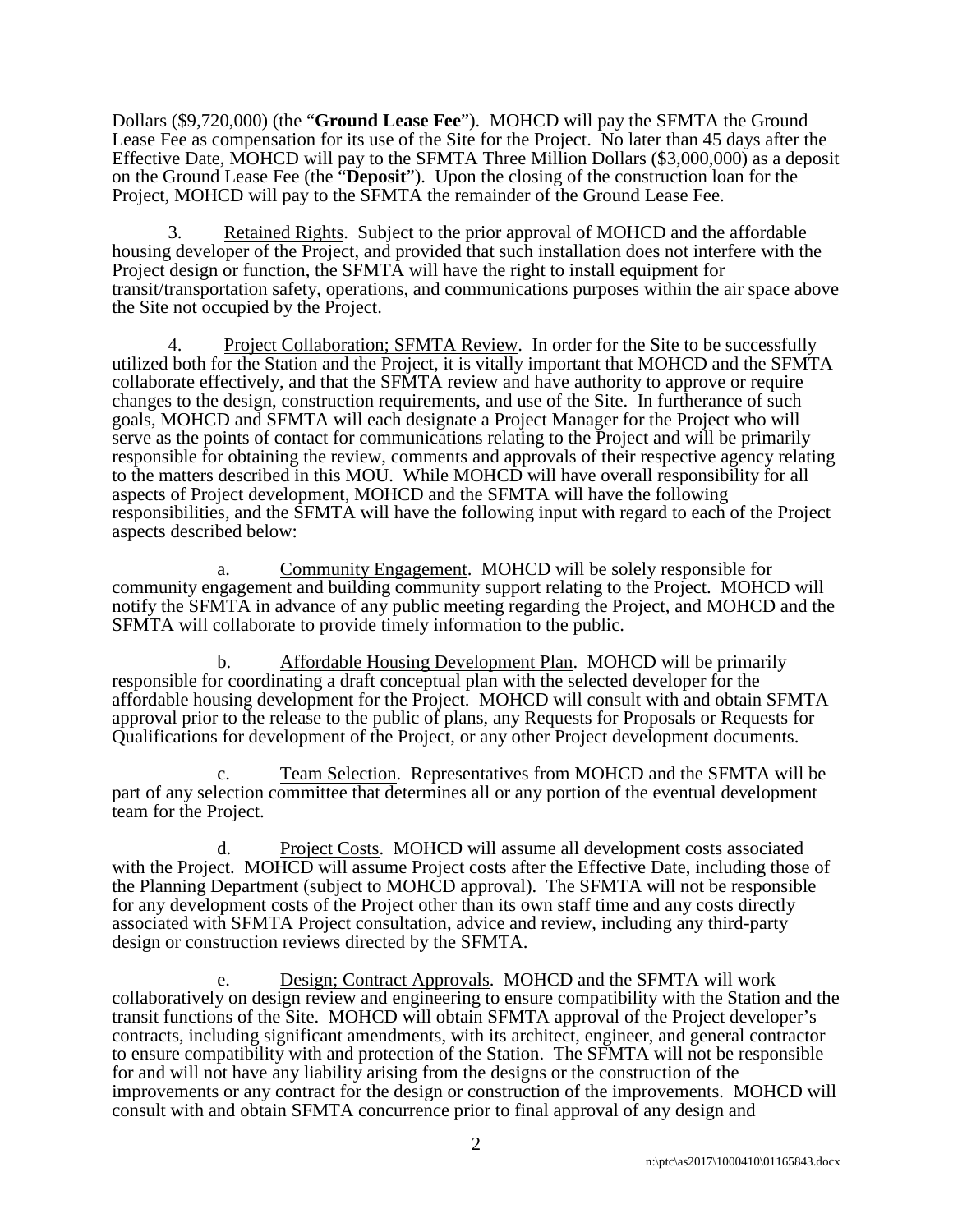Dollars ($9,720,000) (the "**Ground Lease Fee**"). MOHCD will pay the SFMTA the Ground Lease Fee as compensation for its use of the Site for the Project. No later than 45 days after the Effective Date, MOHCD will pay to the SFMTA Three Million Dollars ($3,000,000) as a deposit on the Ground Lease Fee (the "**Deposit**"). Upon the closing of the construction loan for the Project, MOHCD will pay to the SFMTA the remainder of the Ground Lease Fee.

3. <u>Retained Rights</u>. Subject to the prior approval of MOHCD and the affordable housing developer of the Project, and provided that such installation does not interfere with the Project design or function, the SFMTA will have the right to install equipment for transit/transportation safety, operations, and communications purposes within the air space above the Site not occupied by the Project.

4. <u>Project Collaboration; SFMTA Review</u>. In order for the Site to be successfully utilized both for the Station and the Project, it is vitally important that MOHCD and the SFMTA collaborate effectively, and that the SFMTA review and have authority to approve or require changes to the design, construction requirements, and use of the Site. In furtherance of such goals, MOHCD and SFMTA will each designate a Project Manager for the Project who will serve as the points of contact for communications relating to the Project and will be primarily responsible for obtaining the review, comments and approvals of their respective agency relating to the matters described in this MOU. While MOHCD will have overall responsibility for all aspects of Project development, MOHCD and the SFMTA will have the following responsibilities, and the SFMTA will have the following input with regard to each of the Project aspects described below:

a. <u>Community Engagement</u>. MOHCD will be solely responsible for community engagement and building community support relating to the Project. MOHCD will notify the SFMTA in advance of any public meeting regarding the Project, and MOHCD and the SFMTA will collaborate to provide timely information to the public.

b. <u>Affordable Housing Development Plan</u>. MOHCD will be primarily responsible for coordinating a draft conceptual plan with the selected developer for the affordable housing development for the Project. MOHCD will consult with and obtain SFMTA approval prior to the release to the public of plans, any Requests for Proposals or Requests for Qualifications for development of the Project, or any other Project development documents.

c. <u>Team Selection</u>. Representatives from MOHCD and the SFMTA will be part of any selection committee that determines all or any portion of the eventual development team for the Project.

d. <u>Project Costs</u>. MOHCD will assume all development costs associated with the Project. MOHCD will assume Project costs after the Effective Date, including those of the Planning Department (subject to MOHCD approval). The SFMTA will not be responsible for any development costs of the Project other than its own staff time and any costs directly associated with SFMTA Project consultation, advice and review, including any third-party design or construction reviews directed by the SFMTA.

e. <u>Design; Contract Approvals</u>. MOHCD and the SFMTA will work collaboratively on design review and engineering to ensure compatibility with the Station and the transit functions of the Site. MOHCD will obtain SFMTA approval of the Project developer's contracts, including significant amendments, with its architect, engineer, and general contractor to ensure compatibility with and protection of the Station. The SFMTA will not be responsible for and will not have any liability arising from the designs or the construction of the improvements or any contract for the design or construction of the improvements. MOHCD will consult with and obtain SFMTA concurrence prior to final approval of any design and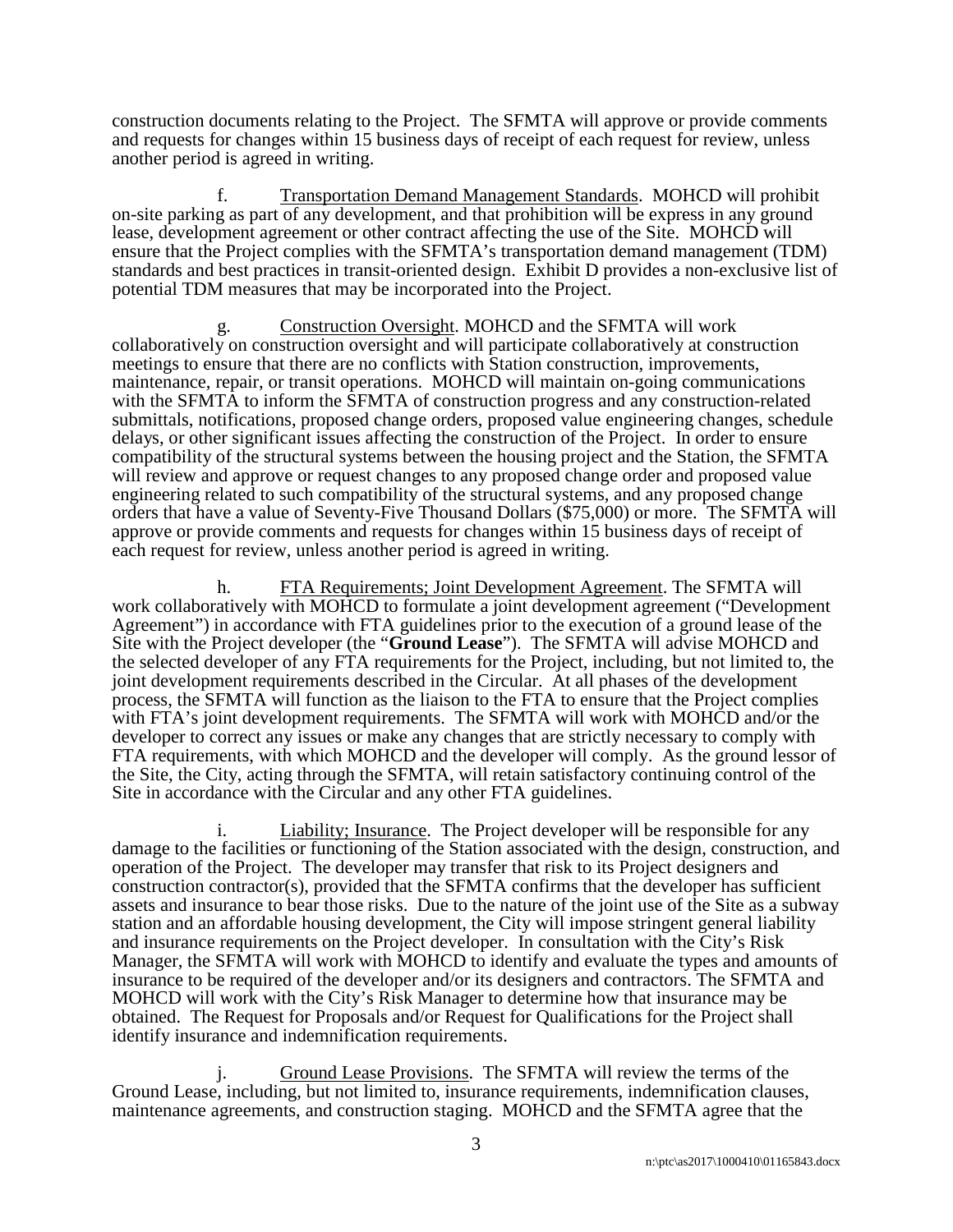construction documents relating to the Project. The SFMTA will approve or provide comments and requests for changes within 15 business days of receipt of each request for review, unless another period is agreed in writing.

f. Transportation Demand Management Standards. MOHCD will prohibit on-site parking as part of any development, and that prohibition will be express in any ground lease, development agreement or other contract affecting the use of the Site. MOHCD will ensure that the Project complies with the SFMTA's transportation demand management (TDM) standards and best practices in transit-oriented design. Exhibit D provides a non-exclusive list of potential TDM measures that may be incorporated into the Project.

g. Construction Oversight. MOHCD and the SFMTA will work collaboratively on construction oversight and will participate collaboratively at construction meetings to ensure that there are no conflicts with Station construction, improvements, maintenance, repair, or transit operations. MOHCD will maintain on-going communications with the SFMTA to inform the SFMTA of construction progress and any construction-related submittals, notifications, proposed change orders, proposed value engineering changes, schedule delays, or other significant issues affecting the construction of the Project. In order to ensure compatibility of the structural systems between the housing project and the Station, the SFMTA will review and approve or request changes to any proposed change order and proposed value engineering related to such compatibility of the structural systems, and any proposed change orders that have a value of Seventy-Five Thousand Dollars ($75,000) or more. The SFMTA will approve or provide comments and requests for changes within 15 business days of receipt of each request for review, unless another period is agreed in writing.

h. FTA Requirements; Joint Development Agreement. The SFMTA will work collaboratively with MOHCD to formulate a joint development agreement ("Development Agreement") in accordance with FTA guidelines prior to the execution of a ground lease of the Site with the Project developer (the "**Ground Lease**"). The SFMTA will advise MOHCD and the selected developer of any FTA requirements for the Project, including, but not limited to, the joint development requirements described in the Circular. At all phases of the development process, the SFMTA will function as the liaison to the FTA to ensure that the Project complies with FTA's joint development requirements. The SFMTA will work with MOHCD and/or the developer to correct any issues or make any changes that are strictly necessary to comply with FTA requirements, with which MOHCD and the developer will comply. As the ground lessor of the Site, the City, acting through the SFMTA, will retain satisfactory continuing control of the Site in accordance with the Circular and any other FTA guidelines.

i. Liability; Insurance. The Project developer will be responsible for any damage to the facilities or functioning of the Station associated with the design, construction, and operation of the Project. The developer may transfer that risk to its Project designers and construction contractor(s), provided that the SFMTA confirms that the developer has sufficient assets and insurance to bear those risks. Due to the nature of the joint use of the Site as a subway station and an affordable housing development, the City will impose stringent general liability and insurance requirements on the Project developer. In consultation with the City's Risk Manager, the SFMTA will work with MOHCD to identify and evaluate the types and amounts of insurance to be required of the developer and/or its designers and contractors. The SFMTA and MOHCD will work with the City's Risk Manager to determine how that insurance may be obtained. The Request for Proposals and/or Request for Qualifications for the Project shall identify insurance and indemnification requirements.

j. Ground Lease Provisions. The SFMTA will review the terms of the Ground Lease, including, but not limited to, insurance requirements, indemnification clauses, maintenance agreements, and construction staging. MOHCD and the SFMTA agree that the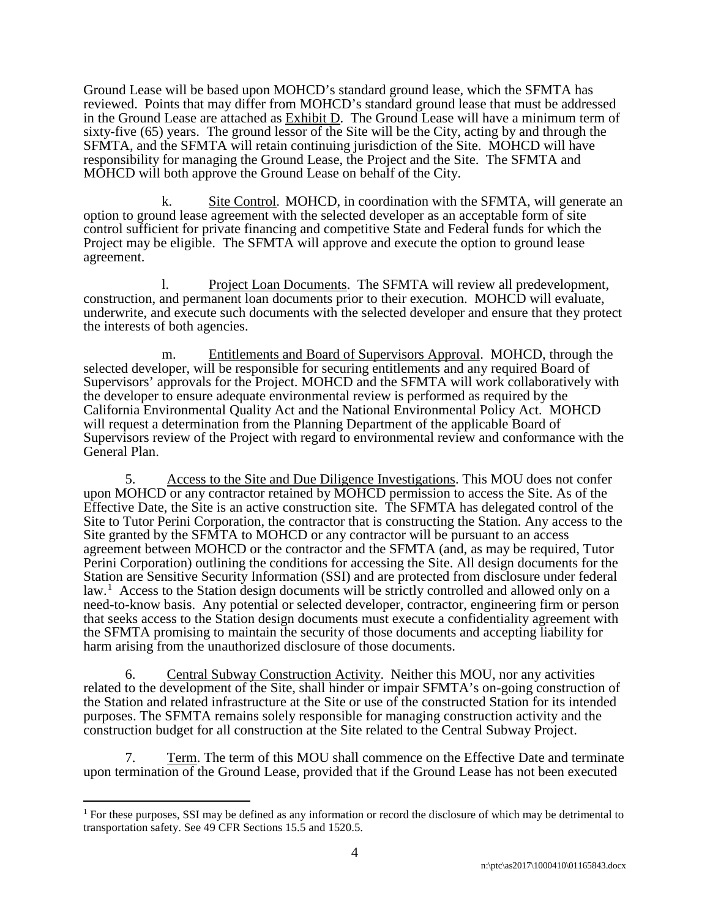Ground Lease will be based upon MOHCD's standard ground lease, which the SFMTA has reviewed. Points that may differ from MOHCD's standard ground lease that must be addressed in the Ground Lease are attached as Exhibit D. The Ground Lease will have a minimum term of sixty-five (65) years. The ground lessor of the Site will be the City, acting by and through the SFMTA, and the SFMTA will retain continuing jurisdiction of the Site. MOHCD will have responsibility for managing the Ground Lease, the Project and the Site. The SFMTA and MOHCD will both approve the Ground Lease on behalf of the City.

k. Site Control. MOHCD, in coordination with the SFMTA, will generate an option to ground lease agreement with the selected developer as an acceptable form of site control sufficient for private financing and competitive State and Federal funds for which the Project may be eligible. The SFMTA will approve and execute the option to ground lease agreement.

l. Project Loan Documents. The SFMTA will review all predevelopment, construction, and permanent loan documents prior to their execution. MOHCD will evaluate, underwrite, and execute such documents with the selected developer and ensure that they protect the interests of both agencies.

m. Entitlements and Board of Supervisors Approval. MOHCD, through the selected developer, will be responsible for securing entitlements and any required Board of Supervisors' approvals for the Project. MOHCD and the SFMTA will work collaboratively with the developer to ensure adequate environmental review is performed as required by the California Environmental Quality Act and the National Environmental Policy Act. MOHCD will request a determination from the Planning Department of the applicable Board of Supervisors review of the Project with regard to environmental review and conformance with the General Plan.

5. Access to the Site and Due Diligence Investigations. This MOU does not confer upon MOHCD or any contractor retained by MOHCD permission to access the Site. As of the Effective Date, the Site is an active construction site. The SFMTA has delegated control of the Site to Tutor Perini Corporation, the contractor that is constructing the Station. Any access to the Site granted by the SFMTA to MOHCD or any contractor will be pursuant to an access agreement between MOHCD or the contractor and the SFMTA (and, as may be required, Tutor Perini Corporation) outlining the conditions for accessing the Site. All design documents for the Station are Sensitive Security Information (SSI) and are protected from disclosure under federal law.[1] Access to the Station design documents will be strictly controlled and allowed only on a need-to-know basis. Any potential or selected developer, contractor, engineering firm or person that seeks access to the Station design documents must execute a confidentiality agreement with the SFMTA promising to maintain the security of those documents and accepting liability for harm arising from the unauthorized disclosure of those documents.

6. Central Subway Construction Activity. Neither this MOU, nor any activities related to the development of the Site, shall hinder or impair SFMTA's on-going construction of the Station and related infrastructure at the Site or use of the constructed Station for its intended purposes. The SFMTA remains solely responsible for managing construction activity and the construction budget for all construction at the Site related to the Central Subway Project.

7. Term. The term of this MOU shall commence on the Effective Date and terminate upon termination of the Ground Lease, provided that if the Ground Lease has not been executed

[1] For these purposes, SSI may be defined as any information or record the disclosure of which may be detrimental to transportation safety. See 49 CFR Sections 15.5 and 1520.5.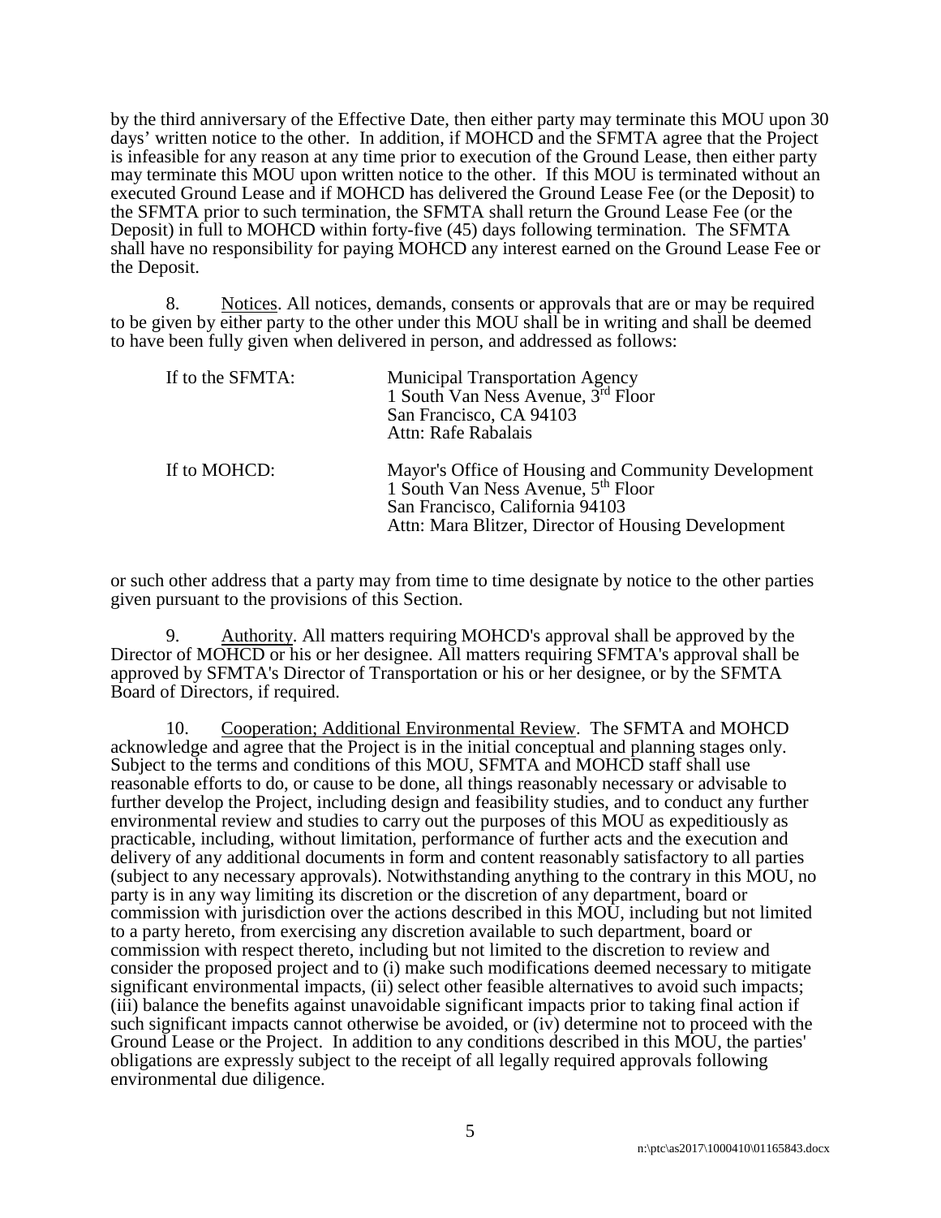by the third anniversary of the Effective Date, then either party may terminate this MOU upon 30 days' written notice to the other. In addition, if MOHCD and the SFMTA agree that the Project is infeasible for any reason at any time prior to execution of the Ground Lease, then either party may terminate this MOU upon written notice to the other. If this MOU is terminated without an executed Ground Lease and if MOHCD has delivered the Ground Lease Fee (or the Deposit) to the SFMTA prior to such termination, the SFMTA shall return the Ground Lease Fee (or the Deposit) in full to MOHCD within forty-five (45) days following termination. The SFMTA shall have no responsibility for paying MOHCD any interest earned on the Ground Lease Fee or the Deposit.

8. Notices. All notices, demands, consents or approvals that are or may be required to be given by either party to the other under this MOU shall be in writing and shall be deemed to have been fully given when delivered in person, and addressed as follows:

If to the SFMTA:

Municipal Transportation Agency
1 South Van Ness Avenue, 3rd Floor
San Francisco, CA 94103
Attn: Rafe Rabalais

If to MOHCD:

Mayor's Office of Housing and Community Development
1 South Van Ness Avenue, 5th Floor
San Francisco, California 94103
Attn: Mara Blitzer, Director of Housing Development

or such other address that a party may from time to time designate by notice to the other parties given pursuant to the provisions of this Section.

9. Authority. All matters requiring MOHCD's approval shall be approved by the Director of MOHCD or his or her designee. All matters requiring SFMTA's approval shall be approved by SFMTA's Director of Transportation or his or her designee, or by the SFMTA Board of Directors, if required.

10. Cooperation; Additional Environmental Review. The SFMTA and MOHCD acknowledge and agree that the Project is in the initial conceptual and planning stages only. Subject to the terms and conditions of this MOU, SFMTA and MOHCD staff shall use reasonable efforts to do, or cause to be done, all things reasonably necessary or advisable to further develop the Project, including design and feasibility studies, and to conduct any further environmental review and studies to carry out the purposes of this MOU as expeditiously as practicable, including, without limitation, performance of further acts and the execution and delivery of any additional documents in form and content reasonably satisfactory to all parties (subject to any necessary approvals). Notwithstanding anything to the contrary in this MOU, no party is in any way limiting its discretion or the discretion of any department, board or commission with jurisdiction over the actions described in this MOU, including but not limited to a party hereto, from exercising any discretion available to such department, board or commission with respect thereto, including but not limited to the discretion to review and consider the proposed project and to (i) make such modifications deemed necessary to mitigate significant environmental impacts, (ii) select other feasible alternatives to avoid such impacts; (iii) balance the benefits against unavoidable significant impacts prior to taking final action if such significant impacts cannot otherwise be avoided, or (iv) determine not to proceed with the Ground Lease or the Project. In addition to any conditions described in this MOU, the parties' obligations are expressly subject to the receipt of all legally required approvals following environmental due diligence.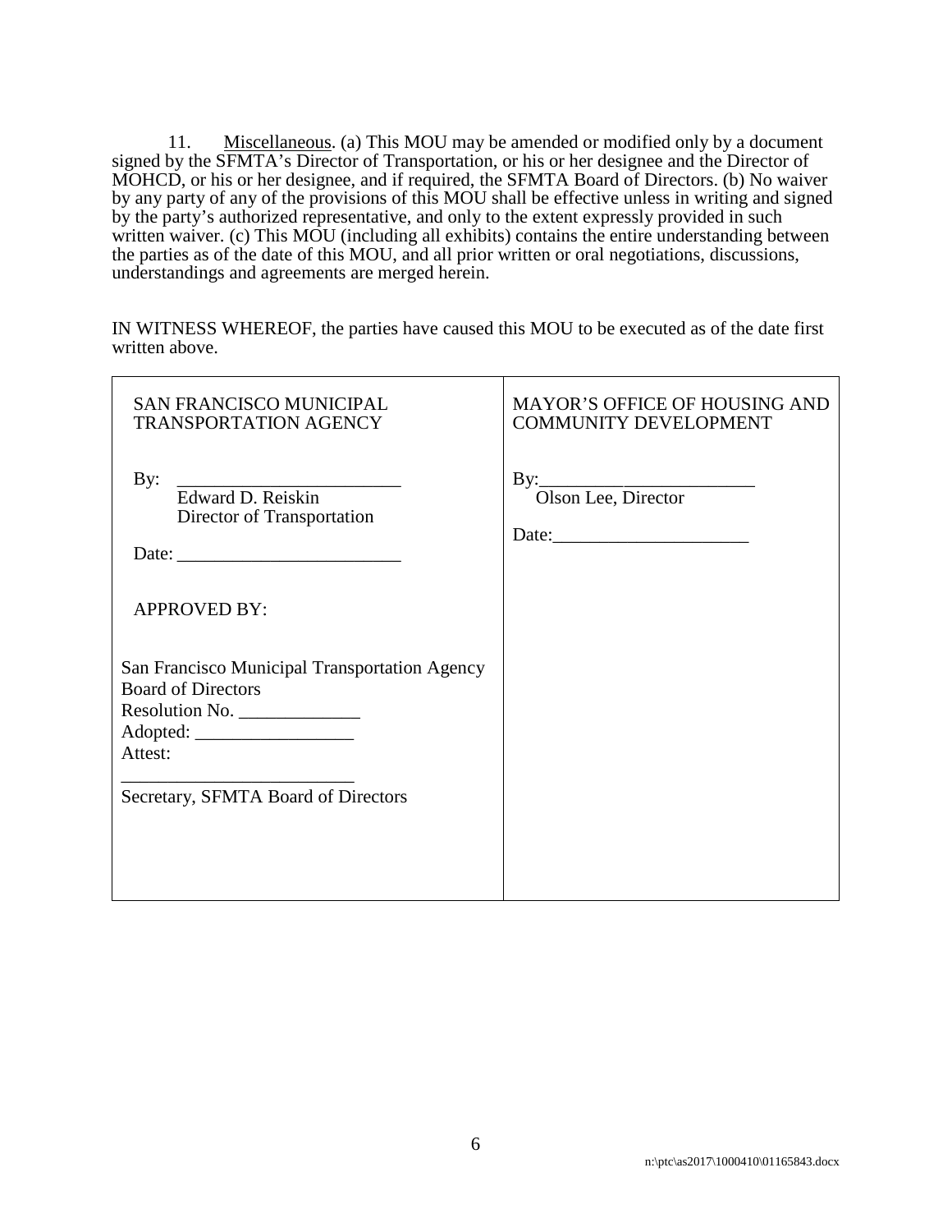11. Miscellaneous. (a) This MOU may be amended or modified only by a document signed by the SFMTA's Director of Transportation, or his or her designee and the Director of MOHCD, or his or her designee, and if required, the SFMTA Board of Directors. (b) No waiver by any party of any of the provisions of this MOU shall be effective unless in writing and signed by the party's authorized representative, and only to the extent expressly provided in such written waiver. (c) This MOU (including all exhibits) contains the entire understanding between the parties as of the date of this MOU, and all prior written or oral negotiations, discussions, understandings and agreements are merged herein.

IN WITNESS WHEREOF, the parties have caused this MOU to be executed as of the date first written above.

| SAN FRANCISCO MUNICIPAL TRANSPORTATION AGENCY | MAYOR'S OFFICE OF HOUSING AND COMMUNITY DEVELOPMENT |
|---|---|
| By: ________________________<br>Edward D. Reiskin<br>Director of Transportation<br><br>Date: ________________________<br><br>APPROVED BY:<br><br>San Francisco Municipal Transportation Agency Board of Directors<br>Resolution No. _____________<br>Adopted: _________________<br>Attest:<br>_________________________<br>Secretary, SFMTA Board of Directors | By:________________________<br>Olson Lee, Director<br><br>Date:_____________________ |

n:\ptc\as2017\1000410\01165843.docx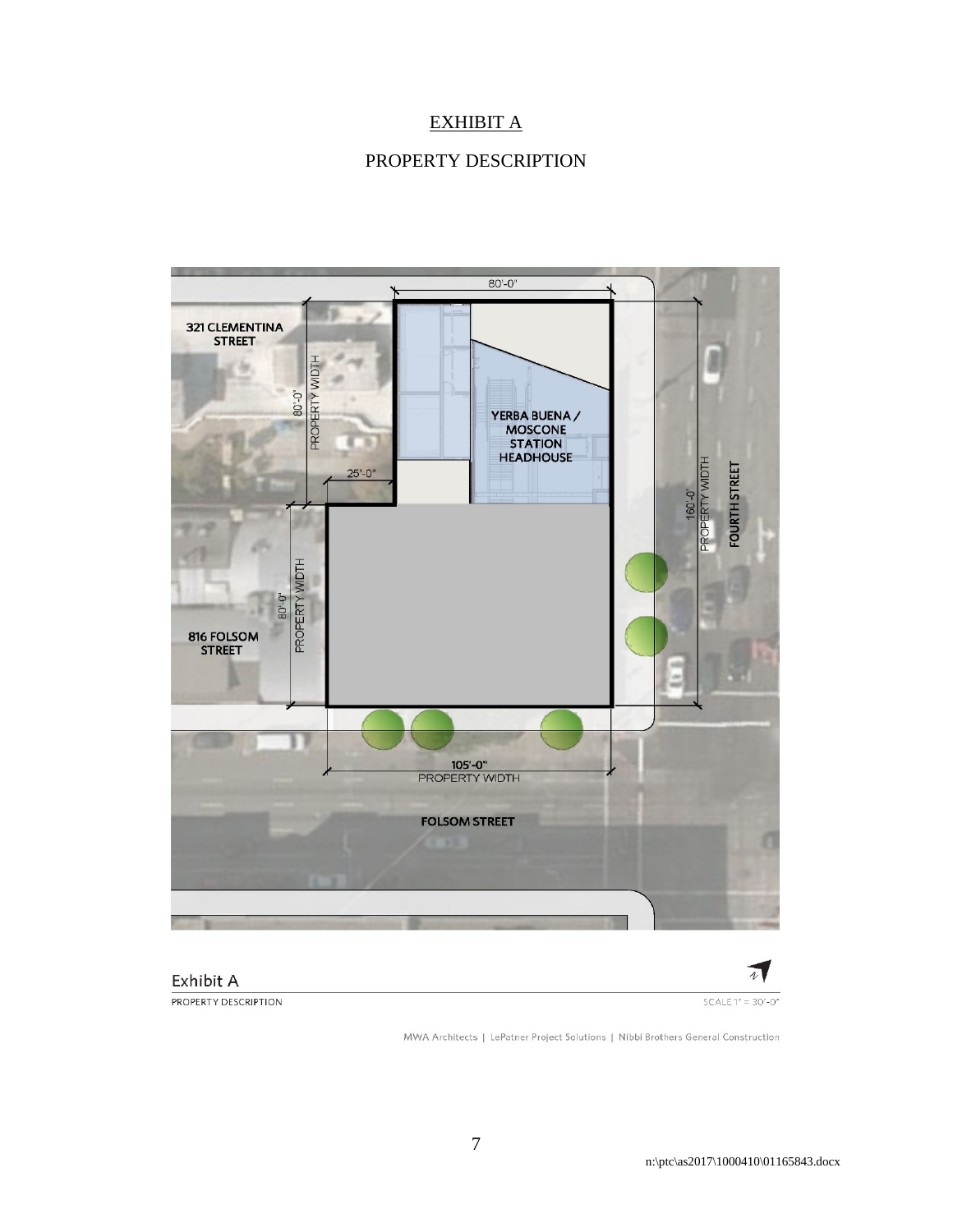# EXHIBIT A

## PROPERTY DESCRIPTION

80'-0"

321 CLEMENTINA STREET

80'-0" PROPERTY WIDTH

25'-0"

YERBA BUENA / MOSCONE STATION HEADHOUSE

160'-0" PROPERTY WIDTH

FOURTH STREET

816 FOLSOM STREET

80'-0" PROPERTY WIDTH

105'-0" PROPERTY WIDTH

FOLSOM STREET

Exhibit A

PROPERTY DESCRIPTION

SCALE 1" = 30'-0"

MWA Architects | LePatner Project Solutions | Nibbi Brothers General Construction

n:\ptc\as2017\1000410\01165843.docx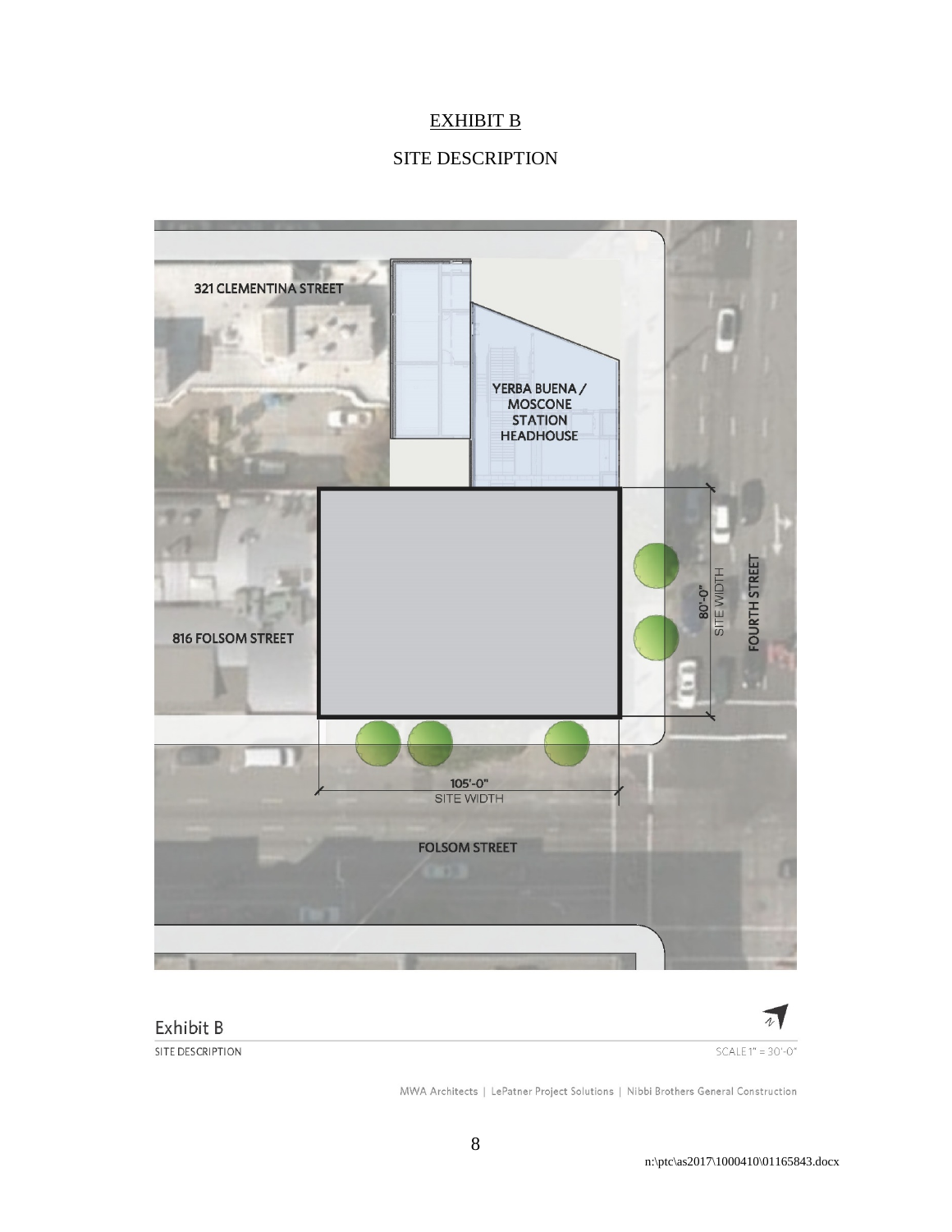# EXHIBIT B

## SITE DESCRIPTION

321 CLEMENTINA STREET

YERBA BUENA / MOSCONE STATION HEADHOUSE

816 FOLSOM STREET

80'-0" SITE WIDTH

FOURTH STREET

105'-0" SITE WIDTH

FOLSOM STREET

Exhibit B

SITE DESCRIPTION

SCALE 1" = 30'-0"

MWA Architects | LePatner Project Solutions | Nibbi Brothers General Construction

n:\ptc\as2017\1000410\01165843.docx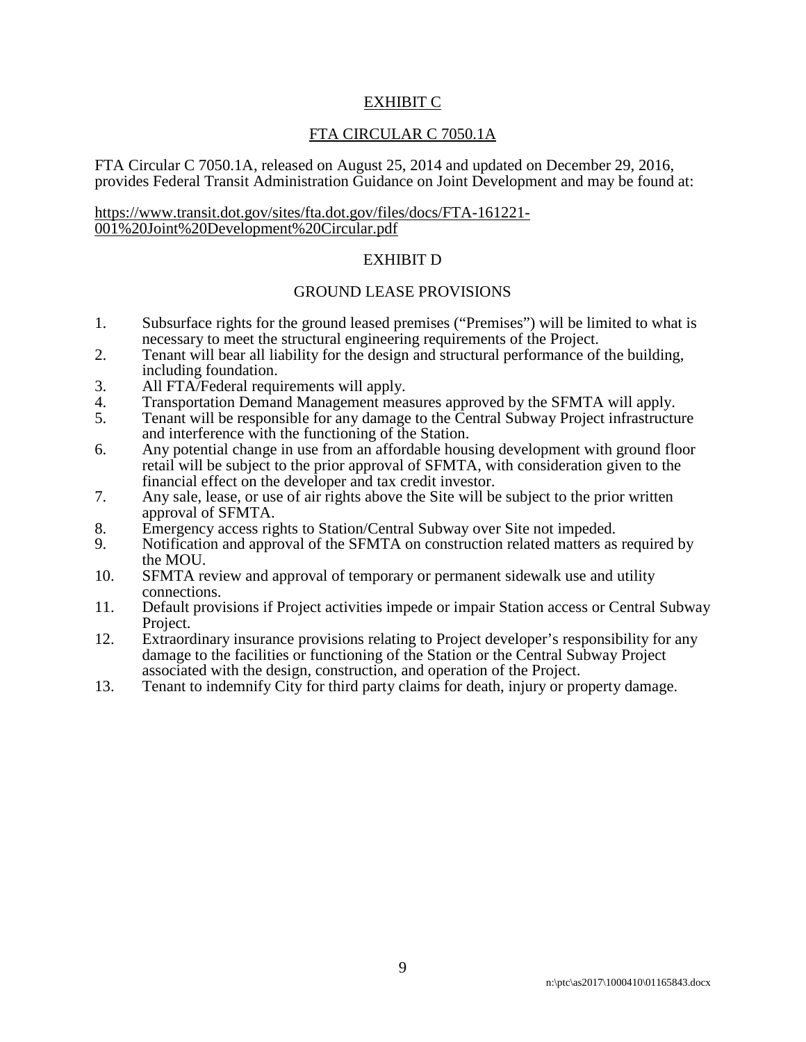# EXHIBIT C

## FTA CIRCULAR C 7050.1A

FTA Circular C 7050.1A, released on August 25, 2014 and updated on December 29, 2016, provides Federal Transit Administration Guidance on Joint Development and may be found at:

https://www.transit.dot.gov/sites/fta.dot.gov/files/docs/FTA-161221-001%20Joint%20Development%20Circular.pdf

# EXHIBIT D

## GROUND LEASE PROVISIONS

1. Subsurface rights for the ground leased premises ("Premises") will be limited to what is necessary to meet the structural engineering requirements of the Project.
2. Tenant will bear all liability for the design and structural performance of the building, including foundation.
3. All FTA/Federal requirements will apply.
4. Transportation Demand Management measures approved by the SFMTA will apply.
5. Tenant will be responsible for any damage to the Central Subway Project infrastructure and interference with the functioning of the Station.
6. Any potential change in use from an affordable housing development with ground floor retail will be subject to the prior approval of SFMTA, with consideration given to the financial effect on the developer and tax credit investor.
7. Any sale, lease, or use of air rights above the Site will be subject to the prior written approval of SFMTA.
8. Emergency access rights to Station/Central Subway over Site not impeded.
9. Notification and approval of the SFMTA on construction related matters as required by the MOU.
10. SFMTA review and approval of temporary or permanent sidewalk use and utility connections.
11. Default provisions if Project activities impede or impair Station access or Central Subway Project.
12. Extraordinary insurance provisions relating to Project developer's responsibility for any damage to the facilities or functioning of the Station or the Central Subway Project associated with the design, construction, and operation of the Project.
13. Tenant to indemnify City for third party claims for death, injury or property damage.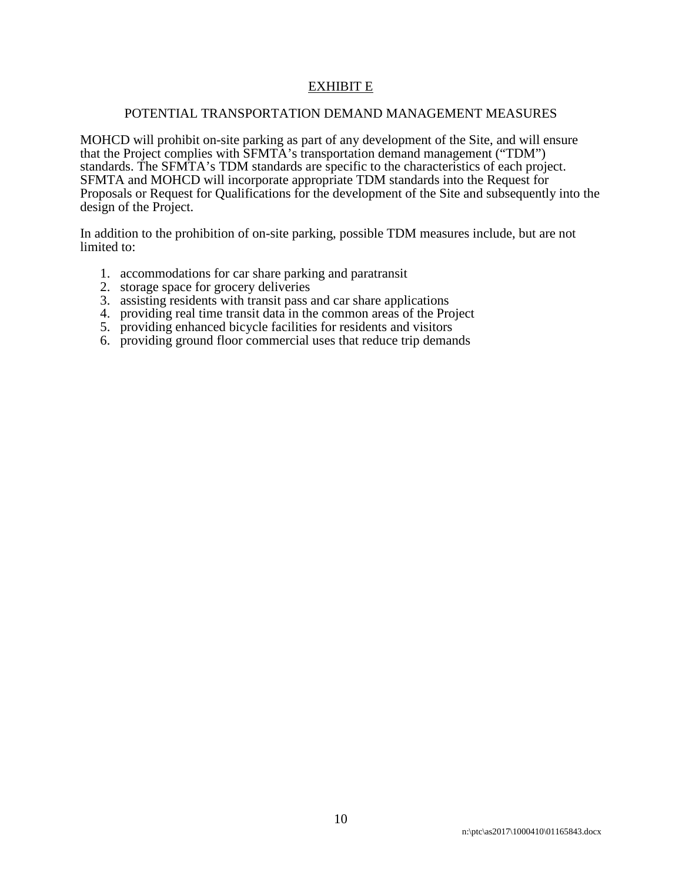## EXHIBIT E

## POTENTIAL TRANSPORTATION DEMAND MANAGEMENT MEASURES

MOHCD will prohibit on-site parking as part of any development of the Site, and will ensure that the Project complies with SFMTA's transportation demand management ("TDM") standards. The SFMTA's TDM standards are specific to the characteristics of each project. SFMTA and MOHCD will incorporate appropriate TDM standards into the Request for Proposals or Request for Qualifications for the development of the Site and subsequently into the design of the Project.

In addition to the prohibition of on-site parking, possible TDM measures include, but are not limited to:

1. accommodations for car share parking and paratransit
2. storage space for grocery deliveries
3. assisting residents with transit pass and car share applications
4. providing real time transit data in the common areas of the Project
5. providing enhanced bicycle facilities for residents and visitors
6. providing ground floor commercial uses that reduce trip demands

n:\ptc\as2017\1000410\01165843.docx